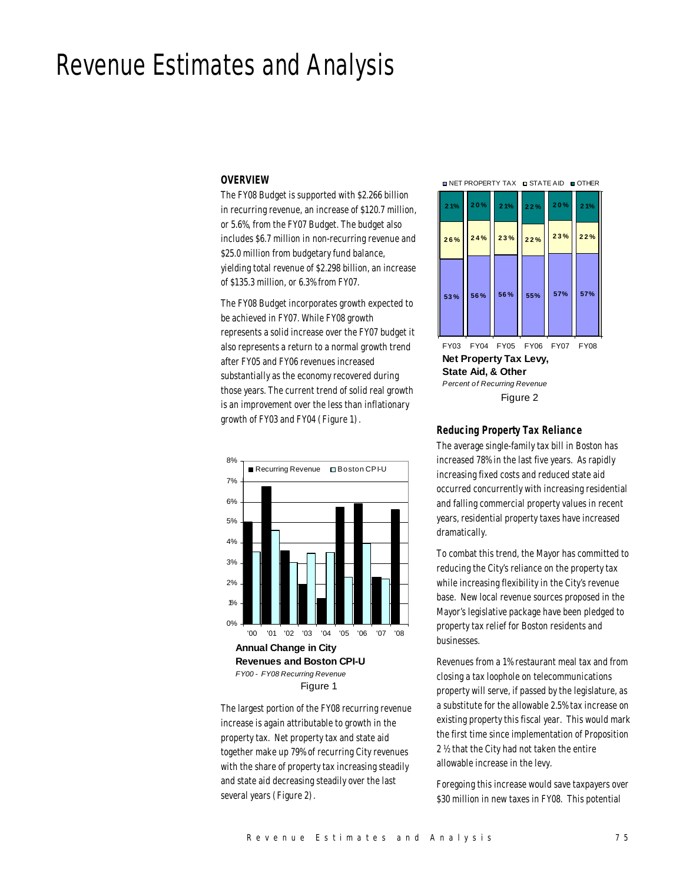# Revenue Estimates and Analysis

## OVERVIEW

The FY08 Budget is supported with $2.266 billion in recurring revenue, an increase of $120.7 million, or 5.6%, from the FY07 Budget. The budget also includes $6.7 million in non-recurring revenue and $25.0 million from budgetary fund balance, yielding total revenue of $2.298 billion, an increase of $135.3 million, or 6.3% from FY07.

The FY08 Budget incorporates growth expected to be achieved in FY07. While FY08 growth represents a solid increase over the FY07 budget it also represents a return to a normal growth trend after FY05 and FY06 revenues increased substantially as the economy recovered during those years. The current trend of solid real growth is an improvement over the less than inflationary growth of FY03 and FY04 (Figure 1).

**Annual Change in City Revenues and Boston CPI-U**
*FY00 - FY08 Recurring Revenue*
Figure 1

The largest portion of the FY08 recurring revenue increase is again attributable to growth in the property tax. Net property tax and state aid together make up 79% of recurring City revenues with the share of property tax increasing steadily and state aid decreasing steadily over the last several years (Figure 2).

| | FY03 | FY04 | FY05 | FY06 | FY07 | FY08 |
|---|---|---|---|---|---|---|
| NET PROPERTY TAX | 53% | 56% | 56% | 55% | 57% | 57% |
| STATE AID | 26% | 24% | 23% | 22% | 23% | 22% |
| OTHER | 21% | 20% | 21% | 22% | 20% | 21% |

**Net Property Tax Levy, State Aid, & Other**
*Percent of Recurring Revenue*
Figure 2

### Reducing Property Tax Reliance

The average single-family tax bill in Boston has increased 78% in the last five years. As rapidly increasing fixed costs and reduced state aid occurred concurrently with increasing residential and falling commercial property values in recent years, residential property taxes have increased dramatically.

To combat this trend, the Mayor has committed to reducing the City's reliance on the property tax while increasing flexibility in the City's revenue base. New local revenue sources proposed in the Mayor's legislative package have been pledged to property tax relief for Boston residents and businesses.

Revenues from a 1% restaurant meal tax and from closing a tax loophole on telecommunications property will serve, if passed by the legislature, as a substitute for the allowable 2.5% tax increase on existing property this fiscal year. This would mark the first time since implementation of Proposition 2 ½ that the City had not taken the entire allowable increase in the levy.

Foregoing this increase would save taxpayers over $30 million in new taxes in FY08. This potential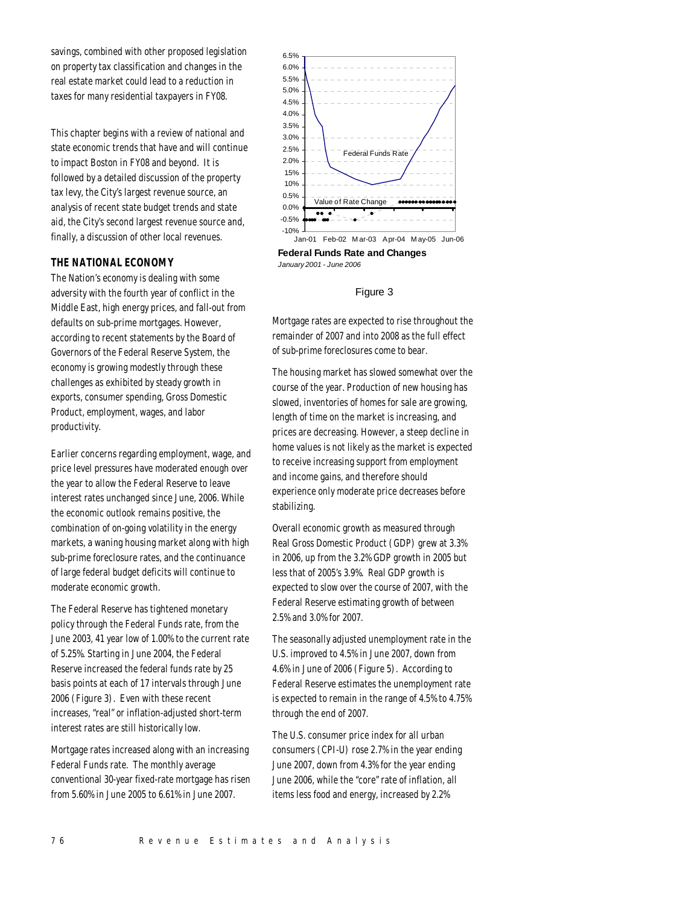savings, combined with other proposed legislation on property tax classification and changes in the real estate market could lead to a reduction in taxes for many residential taxpayers in FY08.

This chapter begins with a review of national and state economic trends that have and will continue to impact Boston in FY08 and beyond. It is followed by a detailed discussion of the property tax levy, the City's largest revenue source, an analysis of recent state budget trends and state aid, the City's second largest revenue source and, finally, a discussion of other local revenues.

## THE NATIONAL ECONOMY

The Nation's economy is dealing with some adversity with the fourth year of conflict in the Middle East, high energy prices, and fall-out from defaults on sub-prime mortgages. However, according to recent statements by the Board of Governors of the Federal Reserve System, the economy is growing modestly through these challenges as exhibited by steady growth in exports, consumer spending, Gross Domestic Product, employment, wages, and labor productivity.

Earlier concerns regarding employment, wage, and price level pressures have moderated enough over the year to allow the Federal Reserve to leave interest rates unchanged since June, 2006. While the economic outlook remains positive, the combination of on-going volatility in the energy markets, a waning housing market along with high sub-prime foreclosure rates, and the continuance of large federal budget deficits will continue to moderate economic growth.

The Federal Reserve has tightened monetary policy through the Federal Funds rate, from the June 2003, 41 year low of 1.00% to the current rate of 5.25%. Starting in June 2004, the Federal Reserve increased the federal funds rate by 25 basis points at each of 17 intervals through June 2006 (Figure 3). Even with these recent increases, "real" or inflation-adjusted short-term interest rates are still historically low.

Mortgage rates increased along with an increasing Federal Funds rate. The monthly average conventional 30-year fixed-rate mortgage has risen from 5.60% in June 2005 to 6.61% in June 2007.

**Federal Funds Rate and Changes**
*January 2001 - June 2006*

Figure 3

Mortgage rates are expected to rise throughout the remainder of 2007 and into 2008 as the full effect of sub-prime foreclosures come to bear.

The housing market has slowed somewhat over the course of the year. Production of new housing has slowed, inventories of homes for sale are growing, length of time on the market is increasing, and prices are decreasing. However, a steep decline in home values is not likely as the market is expected to receive increasing support from employment and income gains, and therefore should experience only moderate price decreases before stabilizing.

Overall economic growth as measured through Real Gross Domestic Product (GDP) grew at 3.3% in 2006, up from the 3.2% GDP growth in 2005 but less that of 2005's 3.9%. Real GDP growth is expected to slow over the course of 2007, with the Federal Reserve estimating growth of between 2.5% and 3.0% for 2007.

The seasonally adjusted unemployment rate in the U.S. improved to 4.5% in June 2007, down from 4.6% in June of 2006 (Figure 5). According to Federal Reserve estimates the unemployment rate is expected to remain in the range of 4.5% to 4.75% through the end of 2007.

The U.S. consumer price index for all urban consumers (CPI-U) rose 2.7% in the year ending June 2007, down from 4.3% for the year ending June 2006, while the "core" rate of inflation, all items less food and energy, increased by 2.2%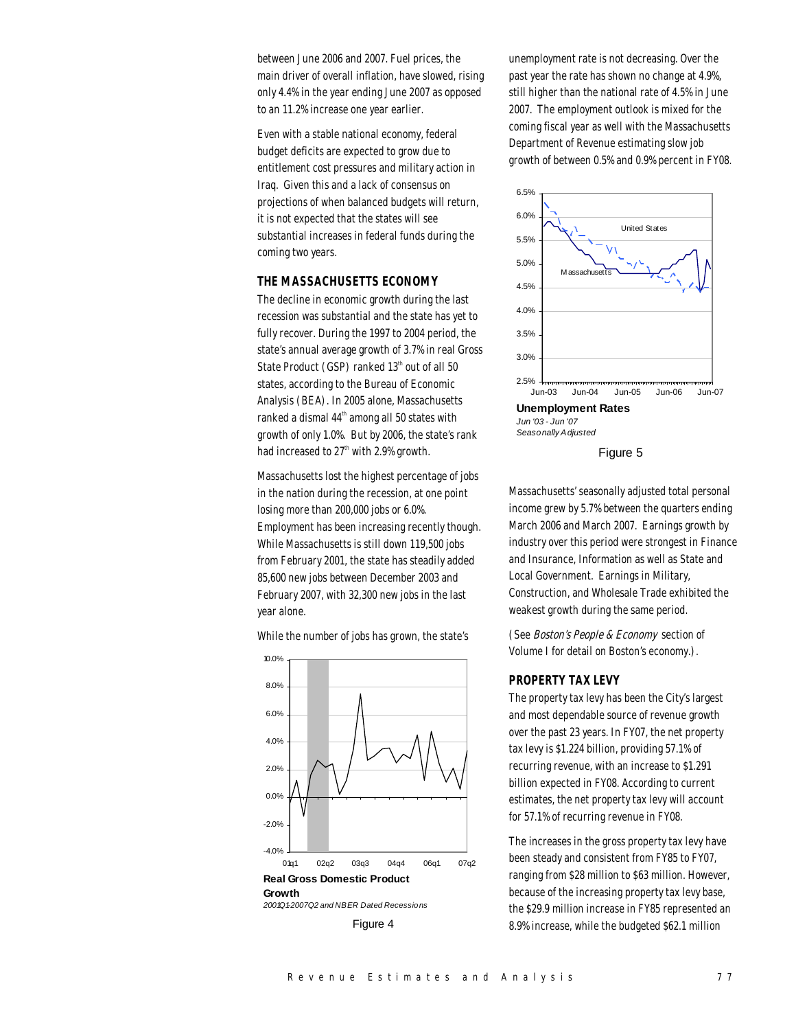between June 2006 and 2007. Fuel prices, the main driver of overall inflation, have slowed, rising only 4.4% in the year ending June 2007 as opposed to an 11.2% increase one year earlier.

Even with a stable national economy, federal budget deficits are expected to grow due to entitlement cost pressures and military action in Iraq. Given this and a lack of consensus on projections of when balanced budgets will return, it is not expected that the states will see substantial increases in federal funds during the coming two years.

## THE MASSACHUSETTS ECONOMY

The decline in economic growth during the last recession was substantial and the state has yet to fully recover. During the 1997 to 2004 period, the state's annual average growth of 3.7% in real Gross State Product (GSP) ranked 13th out of all 50 states, according to the Bureau of Economic Analysis (BEA). In 2005 alone, Massachusetts ranked a dismal 44th among all 50 states with growth of only 1.0%. But by 2006, the state's rank had increased to 27th with 2.9% growth.

Massachusetts lost the highest percentage of jobs in the nation during the recession, at one point losing more than 200,000 jobs or 6.0%. Employment has been increasing recently though. While Massachusetts is still down 119,500 jobs from February 2001, the state has steadily added 85,600 new jobs between December 2003 and February 2007, with 32,300 new jobs in the last year alone.

While the number of jobs has grown, the state's unemployment rate is not decreasing. Over the past year the rate has shown no change at 4.9%, still higher than the national rate of 4.5% in June 2007. The employment outlook is mixed for the coming fiscal year as well with the Massachusetts Department of Revenue estimating slow job growth of between 0.5% and 0.9% percent in FY08.

**Real Gross Domestic Product Growth**
*2001Q1-2007Q2 and NBER Dated Recessions*

Figure 4

**Unemployment Rates**
*Jun '03 - Jun '07*
*Seasonally Adjusted*

Figure 5

Massachusetts' seasonally adjusted total personal income grew by 5.7% between the quarters ending March 2006 and March 2007. Earnings growth by industry over this period were strongest in Finance and Insurance, Information as well as State and Local Government. Earnings in Military, Construction, and Wholesale Trade exhibited the weakest growth during the same period.

(See *Boston's People & Economy* section of Volume I for detail on Boston's economy.).

## PROPERTY TAX LEVY

The property tax levy has been the City's largest and most dependable source of revenue growth over the past 23 years. In FY07, the net property tax levy is $1.224 billion, providing 57.1% of recurring revenue, with an increase to $1.291 billion expected in FY08. According to current estimates, the net property tax levy will account for 57.1% of recurring revenue in FY08.

The increases in the gross property tax levy have been steady and consistent from FY85 to FY07, ranging from $28 million to $63 million. However, because of the increasing property tax levy base, the $29.9 million increase in FY85 represented an 8.9% increase, while the budgeted $62.1 million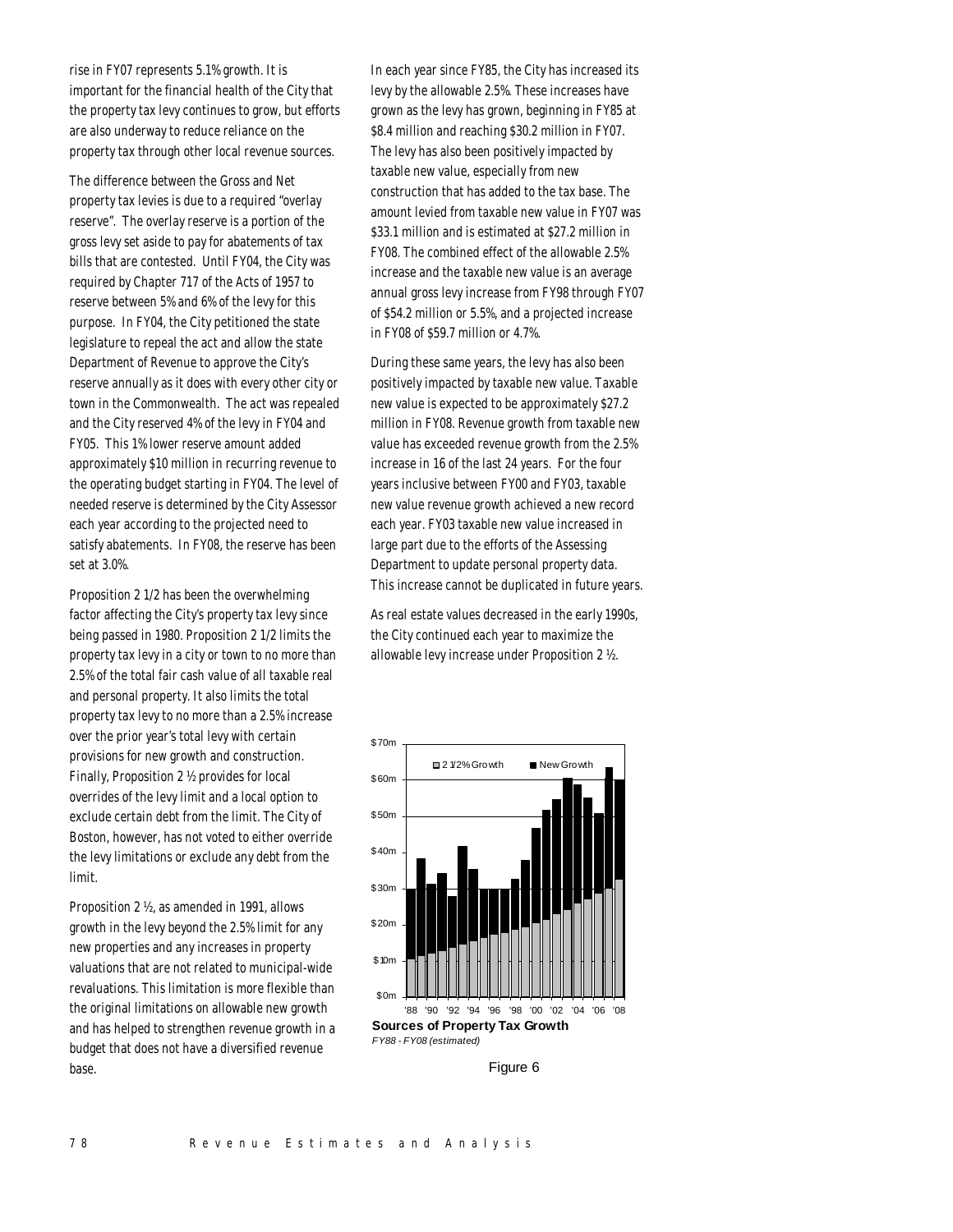rise in FY07 represents 5.1% growth. It is important for the financial health of the City that the property tax levy continues to grow, but efforts are also underway to reduce reliance on the property tax through other local revenue sources.

The difference between the Gross and Net property tax levies is due to a required "overlay reserve". The overlay reserve is a portion of the gross levy set aside to pay for abatements of tax bills that are contested. Until FY04, the City was required by Chapter 717 of the Acts of 1957 to reserve between 5% and 6% of the levy for this purpose. In FY04, the City petitioned the state legislature to repeal the act and allow the state Department of Revenue to approve the City's reserve annually as it does with every other city or town in the Commonwealth. The act was repealed and the City reserved 4% of the levy in FY04 and FY05. This 1% lower reserve amount added approximately $10 million in recurring revenue to the operating budget starting in FY04. The level of needed reserve is determined by the City Assessor each year according to the projected need to satisfy abatements. In FY08, the reserve has been set at 3.0%.

Proposition 2 1/2 has been the overwhelming factor affecting the City's property tax levy since being passed in 1980. Proposition 2 1/2 limits the property tax levy in a city or town to no more than 2.5% of the total fair cash value of all taxable real and personal property. It also limits the total property tax levy to no more than a 2.5% increase over the prior year's total levy with certain provisions for new growth and construction. Finally, Proposition 2 ½ provides for local overrides of the levy limit and a local option to exclude certain debt from the limit. The City of Boston, however, has not voted to either override the levy limitations or exclude any debt from the limit.

Proposition 2 ½, as amended in 1991, allows growth in the levy beyond the 2.5% limit for any new properties and any increases in property valuations that are not related to municipal-wide revaluations. This limitation is more flexible than the original limitations on allowable new growth and has helped to strengthen revenue growth in a budget that does not have a diversified revenue base.

In each year since FY85, the City has increased its levy by the allowable 2.5%. These increases have grown as the levy has grown, beginning in FY85 at $8.4 million and reaching $30.2 million in FY07. The levy has also been positively impacted by taxable new value, especially from new construction that has added to the tax base. The amount levied from taxable new value in FY07 was $33.1 million and is estimated at $27.2 million in FY08. The combined effect of the allowable 2.5% increase and the taxable new value is an average annual gross levy increase from FY98 through FY07 of $54.2 million or 5.5%, and a projected increase in FY08 of $59.7 million or 4.7%.

During these same years, the levy has also been positively impacted by taxable new value. Taxable new value is expected to be approximately $27.2 million in FY08. Revenue growth from taxable new value has exceeded revenue growth from the 2.5% increase in 16 of the last 24 years. For the four years inclusive between FY00 and FY03, taxable new value revenue growth achieved a new record each year. FY03 taxable new value increased in large part due to the efforts of the Assessing Department to update personal property data. This increase cannot be duplicated in future years.

As real estate values decreased in the early 1990s, the City continued each year to maximize the allowable levy increase under Proposition 2 ½.

**Sources of Property Tax Growth**
*FY88 - FY08 (estimated)*

Figure 6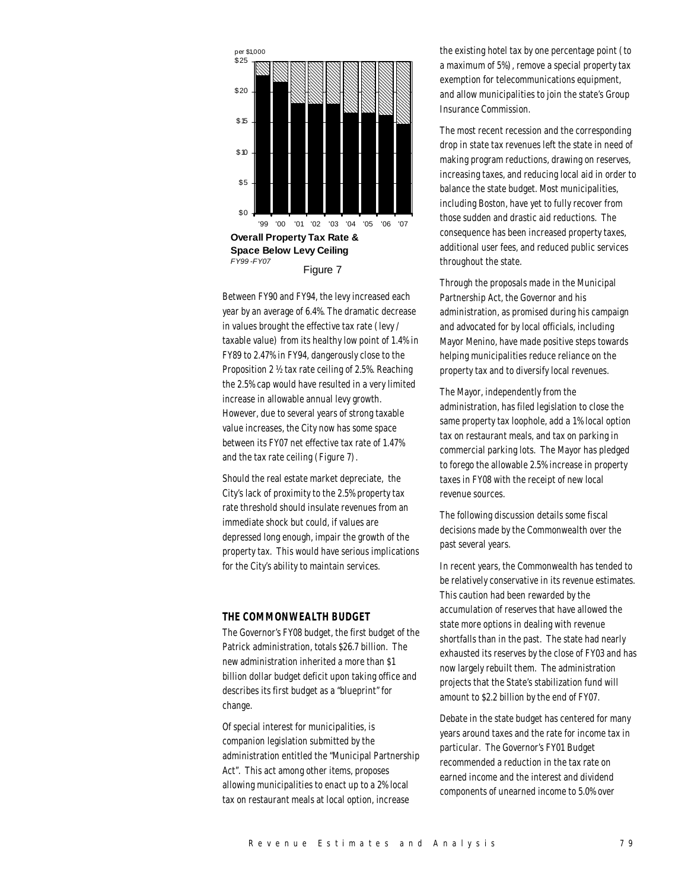per $1,000

$25

$20

$15

$10

$5

$0

'99 '00 '01 '02 '03 '04 '05 '06 '07

**Overall Property Tax Rate & Space Below Levy Ceiling**
*FY99-FY07*

Figure 7

Between FY90 and FY94, the levy increased each year by an average of 6.4%. The dramatic decrease in values brought the effective tax rate (levy / taxable value) from its healthy low point of 1.4% in FY89 to 2.47% in FY94, dangerously close to the Proposition 2 ½ tax rate ceiling of 2.5%. Reaching the 2.5% cap would have resulted in a very limited increase in allowable annual levy growth. However, due to several years of strong taxable value increases, the City now has some space between its FY07 net effective tax rate of 1.47% and the tax rate ceiling (Figure 7).

Should the real estate market depreciate, the City's lack of proximity to the 2.5% property tax rate threshold should insulate revenues from an immediate shock but could, if values are depressed long enough, impair the growth of the property tax. This would have serious implications for the City's ability to maintain services.

## THE COMMONWEALTH BUDGET

The Governor's FY08 budget, the first budget of the Patrick administration, totals $26.7 billion. The new administration inherited a more than $1 billion dollar budget deficit upon taking office and describes its first budget as a "blueprint" for change.

Of special interest for municipalities, is companion legislation submitted by the administration entitled the "Municipal Partnership Act". This act among other items, proposes allowing municipalities to enact up to a 2% local tax on restaurant meals at local option, increase the existing hotel tax by one percentage point (to a maximum of 5%), remove a special property tax exemption for telecommunications equipment, and allow municipalities to join the state's Group Insurance Commission.

The most recent recession and the corresponding drop in state tax revenues left the state in need of making program reductions, drawing on reserves, increasing taxes, and reducing local aid in order to balance the state budget. Most municipalities, including Boston, have yet to fully recover from those sudden and drastic aid reductions. The consequence has been increased property taxes, additional user fees, and reduced public services throughout the state.

Through the proposals made in the Municipal Partnership Act, the Governor and his administration, as promised during his campaign and advocated for by local officials, including Mayor Menino, have made positive steps towards helping municipalities reduce reliance on the property tax and to diversify local revenues.

The Mayor, independently from the administration, has filed legislation to close the same property tax loophole, add a 1% local option tax on restaurant meals, and tax on parking in commercial parking lots. The Mayor has pledged to forego the allowable 2.5% increase in property taxes in FY08 with the receipt of new local revenue sources.

The following discussion details some fiscal decisions made by the Commonwealth over the past several years.

In recent years, the Commonwealth has tended to be relatively conservative in its revenue estimates. This caution had been rewarded by the accumulation of reserves that have allowed the state more options in dealing with revenue shortfalls than in the past. The state had nearly exhausted its reserves by the close of FY03 and has now largely rebuilt them. The administration projects that the State's stabilization fund will amount to $2.2 billion by the end of FY07.

Debate in the state budget has centered for many years around taxes and the rate for income tax in particular. The Governor's FY01 Budget recommended a reduction in the tax rate on earned income and the interest and dividend components of unearned income to 5.0% over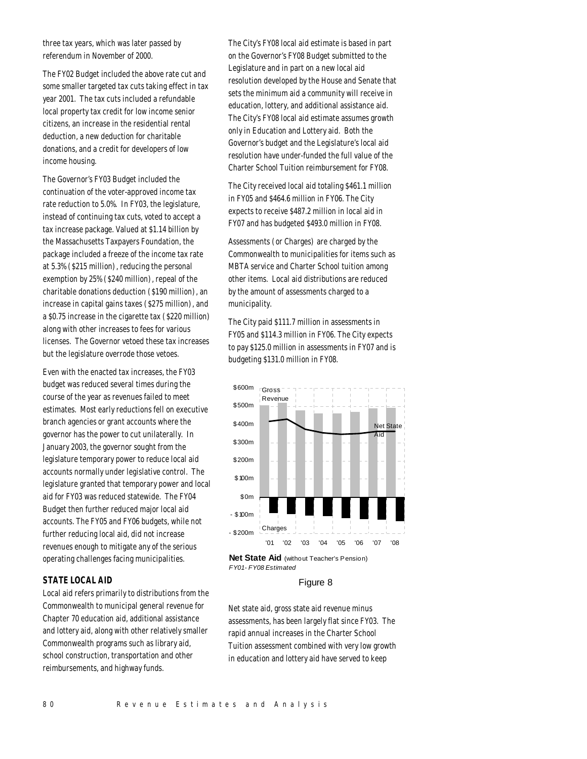three tax years, which was later passed by referendum in November of 2000.

The FY02 Budget included the above rate cut and some smaller targeted tax cuts taking effect in tax year 2001. The tax cuts included a refundable local property tax credit for low income senior citizens, an increase in the residential rental deduction, a new deduction for charitable donations, and a credit for developers of low income housing.

The Governor's FY03 Budget included the continuation of the voter-approved income tax rate reduction to 5.0%. In FY03, the legislature, instead of continuing tax cuts, voted to accept a tax increase package. Valued at $1.14 billion by the Massachusetts Taxpayers Foundation, the package included a freeze of the income tax rate at 5.3% ($215 million), reducing the personal exemption by 25% ($240 million), repeal of the charitable donations deduction ($190 million), an increase in capital gains taxes ($275 million), and a $0.75 increase in the cigarette tax ($220 million) along with other increases to fees for various licenses. The Governor vetoed these tax increases but the legislature overrode those vetoes.

Even with the enacted tax increases, the FY03 budget was reduced several times during the course of the year as revenues failed to meet estimates. Most early reductions fell on executive branch agencies or grant accounts where the governor has the power to cut unilaterally. In January 2003, the governor sought from the legislature temporary power to reduce local aid accounts normally under legislative control. The legislature granted that temporary power and local aid for FY03 was reduced statewide. The FY04 Budget then further reduced major local aid accounts. The FY05 and FY06 budgets, while not further reducing local aid, did not increase revenues enough to mitigate any of the serious operating challenges facing municipalities.

### STATE LOCAL AID

Local aid refers primarily to distributions from the Commonwealth to municipal general revenue for Chapter 70 education aid, additional assistance and lottery aid, along with other relatively smaller Commonwealth programs such as library aid, school construction, transportation and other reimbursements, and highway funds.

The City's FY08 local aid estimate is based in part on the Governor's FY08 Budget submitted to the Legislature and in part on a new local aid resolution developed by the House and Senate that sets the minimum aid a community will receive in education, lottery, and additional assistance aid. The City's FY08 local aid estimate assumes growth only in Education and Lottery aid. Both the Governor's budget and the Legislature's local aid resolution have under-funded the full value of the Charter School Tuition reimbursement for FY08.

The City received local aid totaling $461.1 million in FY05 and $464.6 million in FY06. The City expects to receive $487.2 million in local aid in FY07 and has budgeted $493.0 million in FY08.

Assessments (or Charges) are charged by the Commonwealth to municipalities for items such as MBTA service and Charter School tuition among other items. Local aid distributions are reduced by the amount of assessments charged to a municipality.

The City paid $111.7 million in assessments in FY05 and $114.3 million in FY06. The City expects to pay $125.0 million in assessments in FY07 and is budgeting $131.0 million in FY08.

**Net State Aid** (without Teacher's Pension)
*FY01- FY08 Estimated*

Figure 8

Net state aid, gross state aid revenue minus assessments, has been largely flat since FY03. The rapid annual increases in the Charter School Tuition assessment combined with very low growth in education and lottery aid have served to keep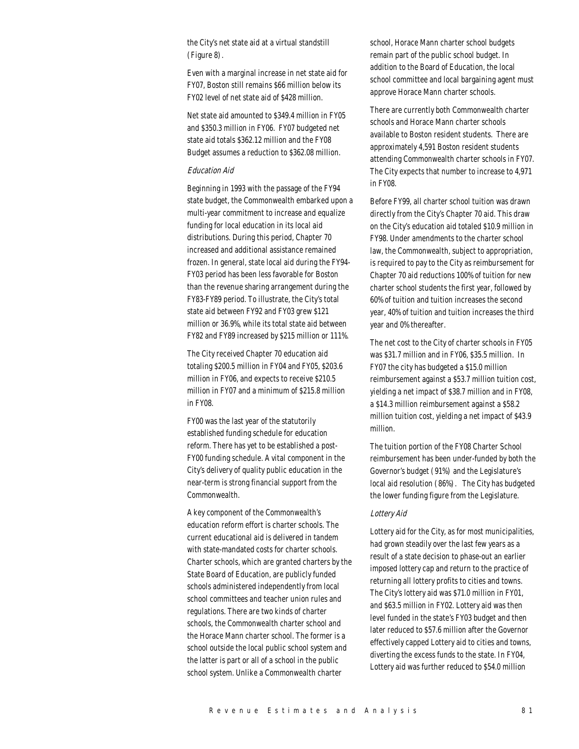the City's net state aid at a virtual standstill (Figure 8).

Even with a marginal increase in net state aid for FY07, Boston still remains $66 million below its FY02 level of net state aid of $428 million.

Net state aid amounted to $349.4 million in FY05 and $350.3 million in FY06. FY07 budgeted net state aid totals $362.12 million and the FY08 Budget assumes a reduction to $362.08 million.

*Education Aid*

Beginning in 1993 with the passage of the FY94 state budget, the Commonwealth embarked upon a multi-year commitment to increase and equalize funding for local education in its local aid distributions. During this period, Chapter 70 increased and additional assistance remained frozen. In general, state local aid during the FY94-FY03 period has been less favorable for Boston than the revenue sharing arrangement during the FY83-FY89 period. To illustrate, the City's total state aid between FY92 and FY03 grew $121 million or 36.9%, while its total state aid between FY82 and FY89 increased by $215 million or 111%.

The City received Chapter 70 education aid totaling $200.5 million in FY04 and FY05, $203.6 million in FY06, and expects to receive $210.5 million in FY07 and a minimum of $215.8 million in FY08.

FY00 was the last year of the statutorily established funding schedule for education reform. There has yet to be established a post-FY00 funding schedule. A vital component in the City's delivery of quality public education in the near-term is strong financial support from the Commonwealth.

A key component of the Commonwealth's education reform effort is charter schools. The current educational aid is delivered in tandem with state-mandated costs for charter schools. Charter schools, which are granted charters by the State Board of Education, are publicly funded schools administered independently from local school committees and teacher union rules and regulations. There are two kinds of charter schools, the Commonwealth charter school and the Horace Mann charter school. The former is a school outside the local public school system and the latter is part or all of a school in the public school system. Unlike a Commonwealth charter school, Horace Mann charter school budgets remain part of the public school budget. In addition to the Board of Education, the local school committee and local bargaining agent must approve Horace Mann charter schools.

There are currently both Commonwealth charter schools and Horace Mann charter schools available to Boston resident students. There are approximately 4,591 Boston resident students attending Commonwealth charter schools in FY07. The City expects that number to increase to 4,971 in FY08.

Before FY99, all charter school tuition was drawn directly from the City's Chapter 70 aid. This draw on the City's education aid totaled $10.9 million in FY98. Under amendments to the charter school law, the Commonwealth, subject to appropriation, is required to pay to the City as reimbursement for Chapter 70 aid reductions 100% of tuition for new charter school students the first year, followed by 60% of tuition and tuition increases the second year, 40% of tuition and tuition increases the third year and 0% thereafter.

The net cost to the City of charter schools in FY05 was $31.7 million and in FY06, $35.5 million. In FY07 the city has budgeted a $15.0 million reimbursement against a $53.7 million tuition cost, yielding a net impact of $38.7 million and in FY08, a $14.3 million reimbursement against a $58.2 million tuition cost, yielding a net impact of $43.9 million.

The tuition portion of the FY08 Charter School reimbursement has been under-funded by both the Governor's budget (91%) and the Legislature's local aid resolution (86%). The City has budgeted the lower funding figure from the Legislature.

*Lottery Aid*

Lottery aid for the City, as for most municipalities, had grown steadily over the last few years as a result of a state decision to phase-out an earlier imposed lottery cap and return to the practice of returning all lottery profits to cities and towns. The City's lottery aid was $71.0 million in FY01, and $63.5 million in FY02. Lottery aid was then level funded in the state's FY03 budget and then later reduced to $57.6 million after the Governor effectively capped Lottery aid to cities and towns, diverting the excess funds to the state. In FY04, Lottery aid was further reduced to $54.0 million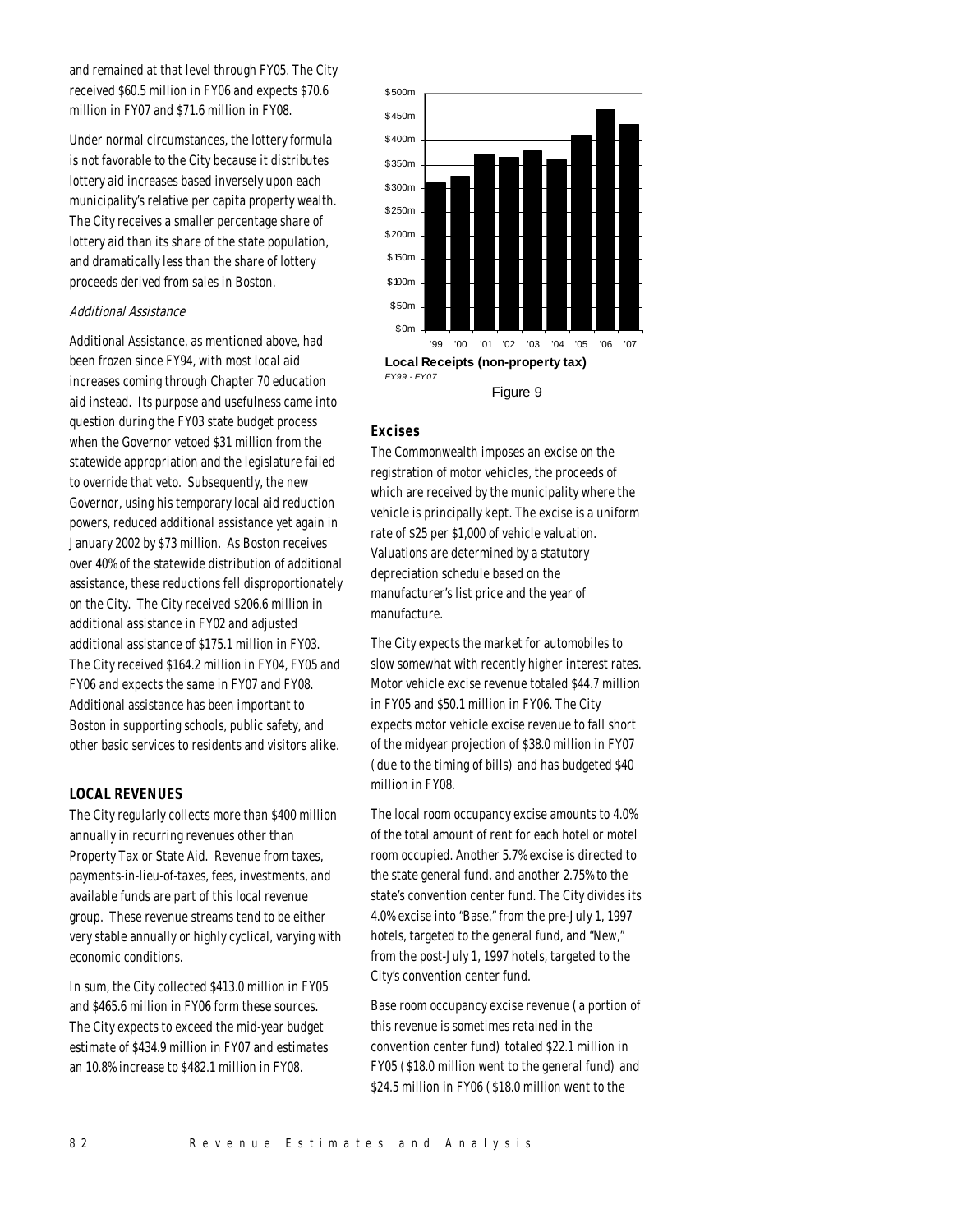and remained at that level through FY05. The City received $60.5 million in FY06 and expects $70.6 million in FY07 and $71.6 million in FY08.

Under normal circumstances, the lottery formula is not favorable to the City because it distributes lottery aid increases based inversely upon each municipality's relative per capita property wealth. The City receives a smaller percentage share of lottery aid than its share of the state population, and dramatically less than the share of lottery proceeds derived from sales in Boston.

*Additional Assistance*

Additional Assistance, as mentioned above, had been frozen since FY94, with most local aid increases coming through Chapter 70 education aid instead. Its purpose and usefulness came into question during the FY03 state budget process when the Governor vetoed $31 million from the statewide appropriation and the legislature failed to override that veto. Subsequently, the new Governor, using his temporary local aid reduction powers, reduced additional assistance yet again in January 2002 by $73 million. As Boston receives over 40% of the statewide distribution of additional assistance, these reductions fell disproportionately on the City. The City received $206.6 million in additional assistance in FY02 and adjusted additional assistance of $175.1 million in FY03. The City received $164.2 million in FY04, FY05 and FY06 and expects the same in FY07 and FY08. Additional assistance has been important to Boston in supporting schools, public safety, and other basic services to residents and visitors alike.

## LOCAL REVENUES

The City regularly collects more than $400 million annually in recurring revenues other than Property Tax or State Aid. Revenue from taxes, payments-in-lieu-of-taxes, fees, investments, and available funds are part of this local revenue group. These revenue streams tend to be either very stable annually or highly cyclical, varying with economic conditions.

In sum, the City collected $413.0 million in FY05 and $465.6 million in FY06 form these sources. The City expects to exceed the mid-year budget estimate of $434.9 million in FY07 and estimates an 10.8% increase to $482.1 million in FY08.

**Local Receipts (non-property tax)**
*FY99 - FY07*

Figure 9

### Excises

The Commonwealth imposes an excise on the registration of motor vehicles, the proceeds of which are received by the municipality where the vehicle is principally kept. The excise is a uniform rate of $25 per $1,000 of vehicle valuation. Valuations are determined by a statutory depreciation schedule based on the manufacturer's list price and the year of manufacture.

The City expects the market for automobiles to slow somewhat with recently higher interest rates. Motor vehicle excise revenue totaled $44.7 million in FY05 and $50.1 million in FY06. The City expects motor vehicle excise revenue to fall short of the midyear projection of $38.0 million in FY07 (due to the timing of bills) and has budgeted $40 million in FY08.

The local room occupancy excise amounts to 4.0% of the total amount of rent for each hotel or motel room occupied. Another 5.7% excise is directed to the state general fund, and another 2.75% to the state's convention center fund. The City divides its 4.0% excise into "Base," from the pre-July 1, 1997 hotels, targeted to the general fund, and "New," from the post-July 1, 1997 hotels, targeted to the City's convention center fund.

Base room occupancy excise revenue (a portion of this revenue is sometimes retained in the convention center fund) totaled $22.1 million in FY05 ($18.0 million went to the general fund) and $24.5 million in FY06 ($18.0 million went to the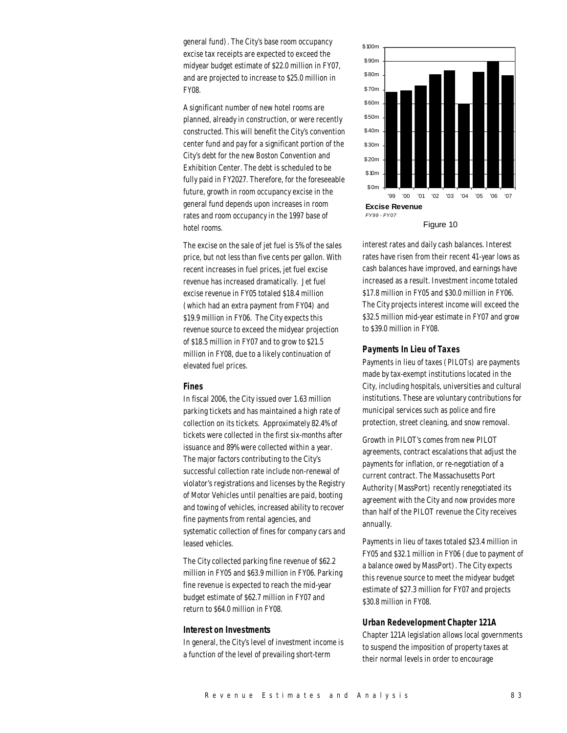general fund). The City's base room occupancy excise tax receipts are expected to exceed the midyear budget estimate of $22.0 million in FY07, and are projected to increase to $25.0 million in FY08.

A significant number of new hotel rooms are planned, already in construction, or were recently constructed. This will benefit the City's convention center fund and pay for a significant portion of the City's debt for the new Boston Convention and Exhibition Center. The debt is scheduled to be fully paid in FY2027. Therefore, for the foreseeable future, growth in room occupancy excise in the general fund depends upon increases in room rates and room occupancy in the 1997 base of hotel rooms.

The excise on the sale of jet fuel is 5% of the sales price, but not less than five cents per gallon. With recent increases in fuel prices, jet fuel excise revenue has increased dramatically. Jet fuel excise revenue in FY05 totaled $18.4 million (which had an extra payment from FY04) and $19.9 million in FY06. The City expects this revenue source to exceed the midyear projection of $18.5 million in FY07 and to grow to $21.5 million in FY08, due to a likely continuation of elevated fuel prices.

### Fines

In fiscal 2006, the City issued over 1.63 million parking tickets and has maintained a high rate of collection on its tickets. Approximately 82.4% of tickets were collected in the first six-months after issuance and 89% were collected within a year. The major factors contributing to the City's successful collection rate include non-renewal of violator's registrations and licenses by the Registry of Motor Vehicles until penalties are paid, booting and towing of vehicles, increased ability to recover fine payments from rental agencies, and systematic collection of fines for company cars and leased vehicles.

The City collected parking fine revenue of $62.2 million in FY05 and $63.9 million in FY06. Parking fine revenue is expected to reach the mid-year budget estimate of $62.7 million in FY07 and return to $64.0 million in FY08.

### Interest on Investments

In general, the City's level of investment income is a function of the level of prevailing short-term interest rates and daily cash balances. Interest rates have risen from their recent 41-year lows as cash balances have improved, and earnings have increased as a result. Investment income totaled $17.8 million in FY05 and $30.0 million in FY06. The City projects interest income will exceed the $32.5 million mid-year estimate in FY07 and grow to $39.0 million in FY08.

**Excise Revenue**
*FY99 - FY07*

Figure 10

### Payments In Lieu of Taxes

Payments in lieu of taxes (PILOTs) are payments made by tax-exempt institutions located in the City, including hospitals, universities and cultural institutions. These are voluntary contributions for municipal services such as police and fire protection, street cleaning, and snow removal.

Growth in PILOT's comes from new PILOT agreements, contract escalations that adjust the payments for inflation, or re-negotiation of a current contract. The Massachusetts Port Authority (MassPort) recently renegotiated its agreement with the City and now provides more than half of the PILOT revenue the City receives annually.

Payments in lieu of taxes totaled $23.4 million in FY05 and $32.1 million in FY06 (due to payment of a balance owed by MassPort). The City expects this revenue source to meet the midyear budget estimate of $27.3 million for FY07 and projects $30.8 million in FY08.

### Urban Redevelopment Chapter 121A

Chapter 121A legislation allows local governments to suspend the imposition of property taxes at their normal levels in order to encourage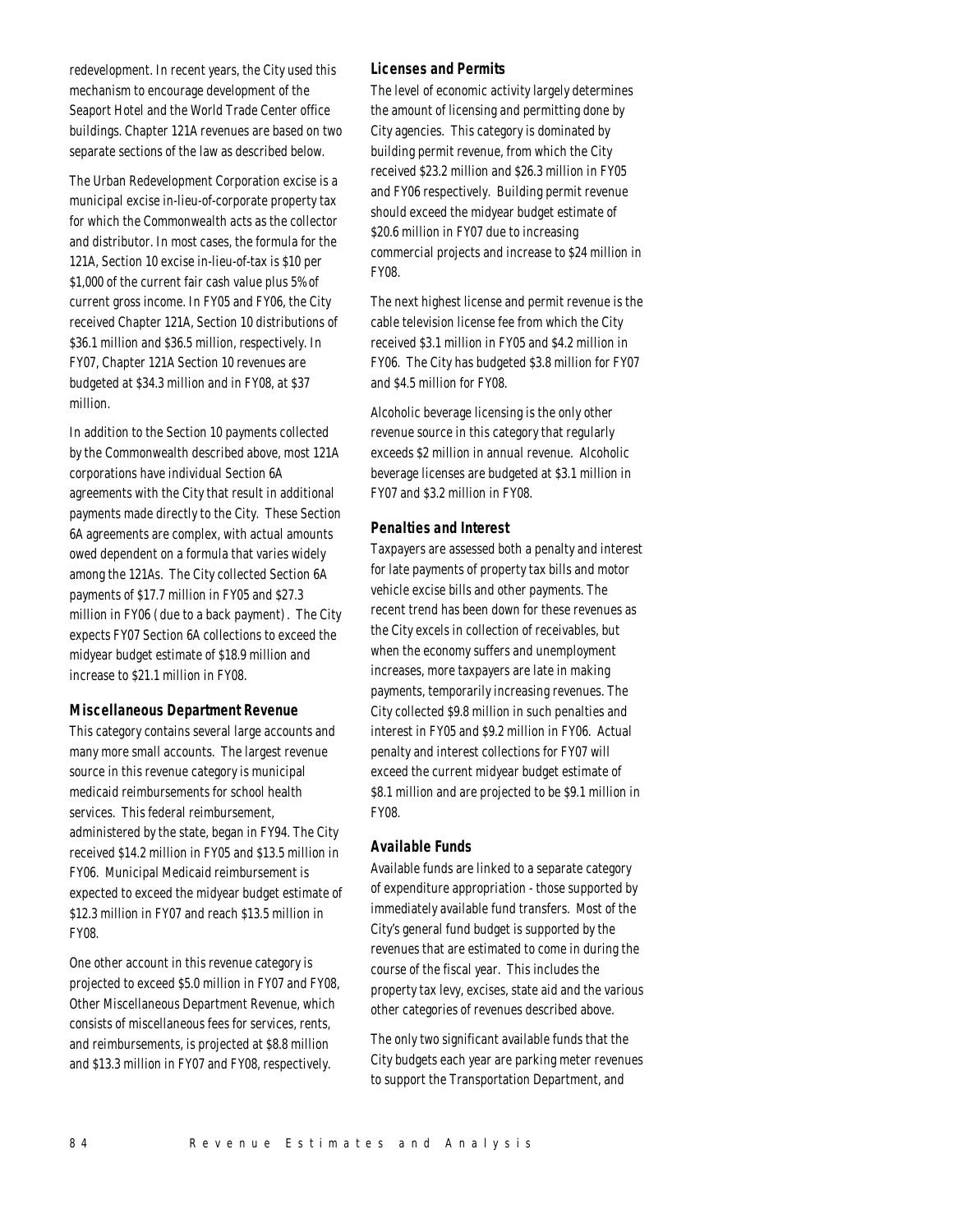redevelopment. In recent years, the City used this mechanism to encourage development of the Seaport Hotel and the World Trade Center office buildings. Chapter 121A revenues are based on two separate sections of the law as described below.

The Urban Redevelopment Corporation excise is a municipal excise in-lieu-of-corporate property tax for which the Commonwealth acts as the collector and distributor. In most cases, the formula for the 121A, Section 10 excise in-lieu-of-tax is $10 per $1,000 of the current fair cash value plus 5% of current gross income. In FY05 and FY06, the City received Chapter 121A, Section 10 distributions of $36.1 million and $36.5 million, respectively. In FY07, Chapter 121A Section 10 revenues are budgeted at $34.3 million and in FY08, at $37 million.

In addition to the Section 10 payments collected by the Commonwealth described above, most 121A corporations have individual Section 6A agreements with the City that result in additional payments made directly to the City. These Section 6A agreements are complex, with actual amounts owed dependent on a formula that varies widely among the 121As. The City collected Section 6A payments of $17.7 million in FY05 and $27.3 million in FY06 (due to a back payment). The City expects FY07 Section 6A collections to exceed the midyear budget estimate of $18.9 million and increase to $21.1 million in FY08.

### Miscellaneous Department Revenue

This category contains several large accounts and many more small accounts. The largest revenue source in this revenue category is municipal medicaid reimbursements for school health services. This federal reimbursement, administered by the state, began in FY94. The City received $14.2 million in FY05 and $13.5 million in FY06. Municipal Medicaid reimbursement is expected to exceed the midyear budget estimate of $12.3 million in FY07 and reach $13.5 million in FY08.

One other account in this revenue category is projected to exceed $5.0 million in FY07 and FY08, Other Miscellaneous Department Revenue, which consists of miscellaneous fees for services, rents, and reimbursements, is projected at $8.8 million and $13.3 million in FY07 and FY08, respectively.

### Licenses and Permits

The level of economic activity largely determines the amount of licensing and permitting done by City agencies. This category is dominated by building permit revenue, from which the City received $23.2 million and $26.3 million in FY05 and FY06 respectively. Building permit revenue should exceed the midyear budget estimate of $20.6 million in FY07 due to increasing commercial projects and increase to $24 million in FY08.

The next highest license and permit revenue is the cable television license fee from which the City received $3.1 million in FY05 and $4.2 million in FY06. The City has budgeted $3.8 million for FY07 and $4.5 million for FY08.

Alcoholic beverage licensing is the only other revenue source in this category that regularly exceeds $2 million in annual revenue. Alcoholic beverage licenses are budgeted at $3.1 million in FY07 and $3.2 million in FY08.

### Penalties and Interest

Taxpayers are assessed both a penalty and interest for late payments of property tax bills and motor vehicle excise bills and other payments. The recent trend has been down for these revenues as the City excels in collection of receivables, but when the economy suffers and unemployment increases, more taxpayers are late in making payments, temporarily increasing revenues. The City collected $9.8 million in such penalties and interest in FY05 and $9.2 million in FY06. Actual penalty and interest collections for FY07 will exceed the current midyear budget estimate of $8.1 million and are projected to be $9.1 million in FY08.

### Available Funds

Available funds are linked to a separate category of expenditure appropriation - those supported by immediately available fund transfers. Most of the City's general fund budget is supported by the revenues that are estimated to come in during the course of the fiscal year. This includes the property tax levy, excises, state aid and the various other categories of revenues described above.

The only two significant available funds that the City budgets each year are parking meter revenues to support the Transportation Department, and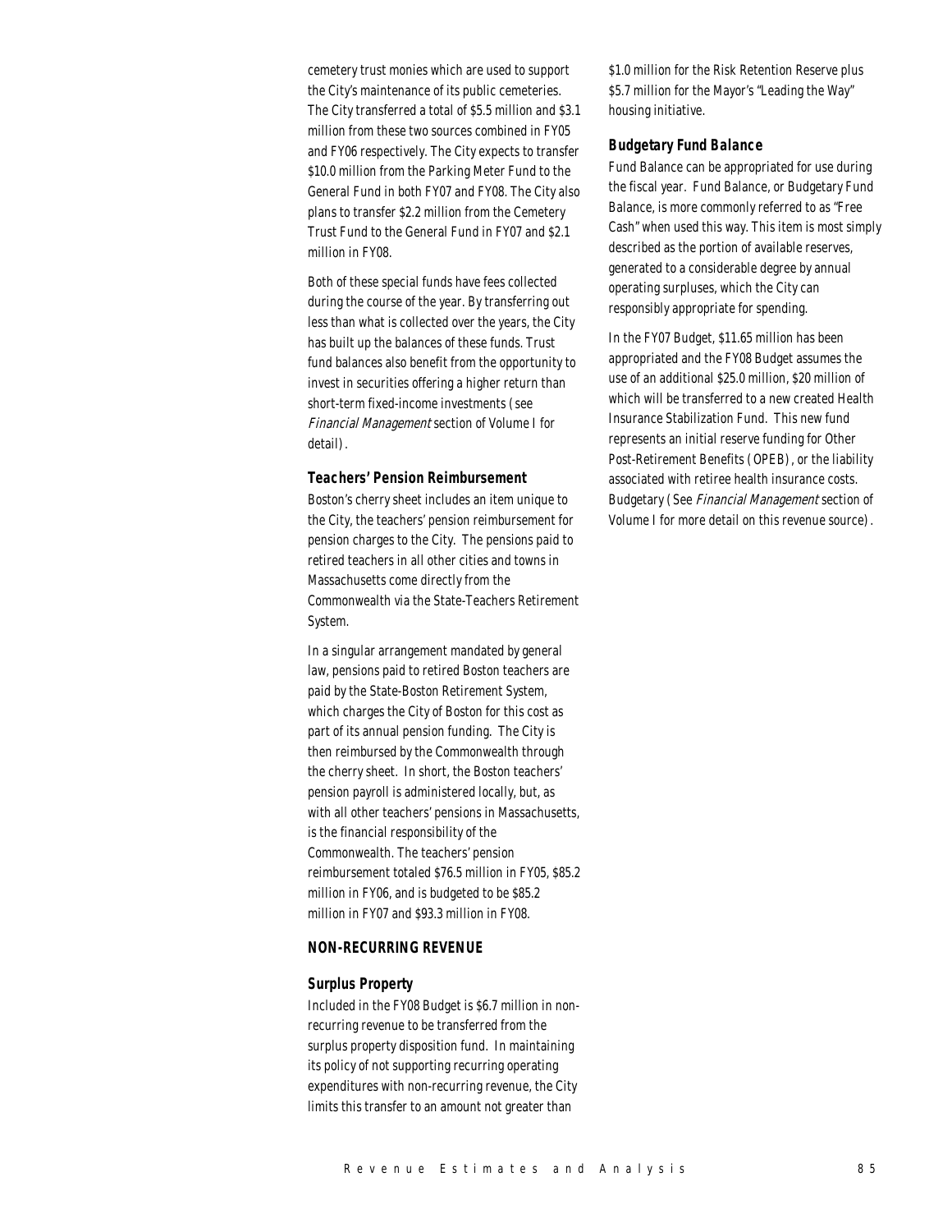cemetery trust monies which are used to support the City's maintenance of its public cemeteries. The City transferred a total of $5.5 million and $3.1 million from these two sources combined in FY05 and FY06 respectively. The City expects to transfer $10.0 million from the Parking Meter Fund to the General Fund in both FY07 and FY08. The City also plans to transfer $2.2 million from the Cemetery Trust Fund to the General Fund in FY07 and $2.1 million in FY08.

Both of these special funds have fees collected during the course of the year. By transferring out less than what is collected over the years, the City has built up the balances of these funds. Trust fund balances also benefit from the opportunity to invest in securities offering a higher return than short-term fixed-income investments (see *Financial Management* section of Volume I for detail).

### Teachers' Pension Reimbursement

Boston's cherry sheet includes an item unique to the City, the teachers' pension reimbursement for pension charges to the City. The pensions paid to retired teachers in all other cities and towns in Massachusetts come directly from the Commonwealth via the State-Teachers Retirement System.

In a singular arrangement mandated by general law, pensions paid to retired Boston teachers are paid by the State-Boston Retirement System, which charges the City of Boston for this cost as part of its annual pension funding. The City is then reimbursed by the Commonwealth through the cherry sheet. In short, the Boston teachers' pension payroll is administered locally, but, as with all other teachers' pensions in Massachusetts, is the financial responsibility of the Commonwealth. The teachers' pension reimbursement totaled $76.5 million in FY05, $85.2 million in FY06, and is budgeted to be $85.2 million in FY07 and $93.3 million in FY08.

## NON-RECURRING REVENUE

### Surplus Property

Included in the FY08 Budget is $6.7 million in non-recurring revenue to be transferred from the surplus property disposition fund. In maintaining its policy of not supporting recurring operating expenditures with non-recurring revenue, the City limits this transfer to an amount not greater than $1.0 million for the Risk Retention Reserve plus $5.7 million for the Mayor's "Leading the Way" housing initiative.

### Budgetary Fund Balance

Fund Balance can be appropriated for use during the fiscal year. Fund Balance, or Budgetary Fund Balance, is more commonly referred to as "Free Cash" when used this way. This item is most simply described as the portion of available reserves, generated to a considerable degree by annual operating surpluses, which the City can responsibly appropriate for spending.

In the FY07 Budget, $11.65 million has been appropriated and the FY08 Budget assumes the use of an additional $25.0 million, $20 million of which will be transferred to a new created Health Insurance Stabilization Fund. This new fund represents an initial reserve funding for Other Post-Retirement Benefits (OPEB), or the liability associated with retiree health insurance costs. Budgetary (See *Financial Management* section of Volume I for more detail on this revenue source).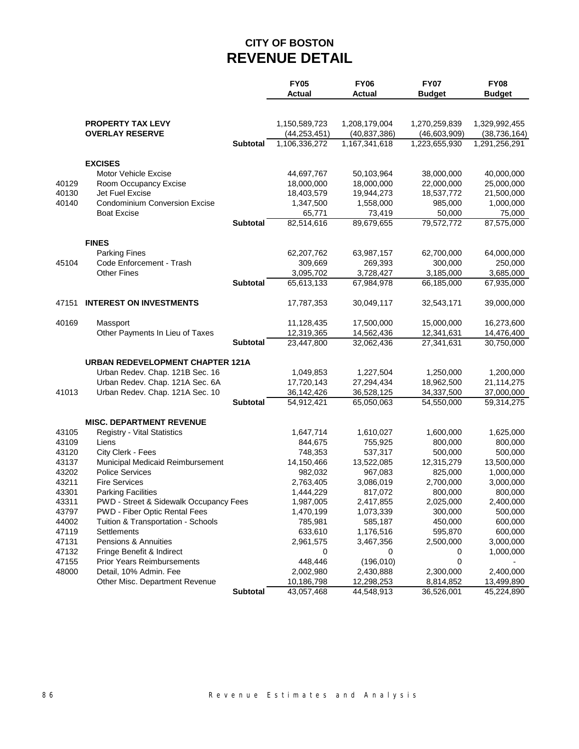# CITY OF BOSTON
## REVENUE DETAIL

| Code | Item | | FY05 Actual | FY06 Actual | FY07 Budget | FY08 Budget |
|---|---|---|---|---|---|---|
| | **PROPERTY TAX LEVY** | | 1,150,589,723 | 1,208,179,004 | 1,270,259,839 | 1,329,992,455 |
| | **OVERLAY RESERVE** | | (44,253,451) | (40,837,386) | (46,603,909) | (38,736,164) |
| | | **Subtotal** | 1,106,336,272 | 1,167,341,618 | 1,223,655,930 | 1,291,256,291 |
| | **EXCISES** | | | | | |
| | Motor Vehicle Excise | | 44,697,767 | 50,103,964 | 38,000,000 | 40,000,000 |
| 40129 | Room Occupancy Excise | | 18,000,000 | 18,000,000 | 22,000,000 | 25,000,000 |
| 40130 | Jet Fuel Excise | | 18,403,579 | 19,944,273 | 18,537,772 | 21,500,000 |
| 40140 | Condominium Conversion Excise | | 1,347,500 | 1,558,000 | 985,000 | 1,000,000 |
| | Boat Excise | | 65,771 | 73,419 | 50,000 | 75,000 |
| | | **Subtotal** | 82,514,616 | 89,679,655 | 79,572,772 | 87,575,000 |
| | **FINES** | | | | | |
| | Parking Fines | | 62,207,762 | 63,987,157 | 62,700,000 | 64,000,000 |
| 45104 | Code Enforcement - Trash | | 309,669 | 269,393 | 300,000 | 250,000 |
| | Other Fines | | 3,095,702 | 3,728,427 | 3,185,000 | 3,685,000 |
| | | **Subtotal** | 65,613,133 | 67,984,978 | 66,185,000 | 67,935,000 |
| 47151 | **INTEREST ON INVESTMENTS** | | 17,787,353 | 30,049,117 | 32,543,171 | 39,000,000 |
| 40169 | Massport | | 11,128,435 | 17,500,000 | 15,000,000 | 16,273,600 |
| | Other Payments In Lieu of Taxes | | 12,319,365 | 14,562,436 | 12,341,631 | 14,476,400 |
| | | **Subtotal** | 23,447,800 | 32,062,436 | 27,341,631 | 30,750,000 |
| | **URBAN REDEVELOPMENT CHAPTER 121A** | | | | | |
| | Urban Redev. Chap. 121B Sec. 16 | | 1,049,853 | 1,227,504 | 1,250,000 | 1,200,000 |
| | Urban Redev. Chap. 121A Sec. 6A | | 17,720,143 | 27,294,434 | 18,962,500 | 21,114,275 |
| 41013 | Urban Redev. Chap. 121A Sec. 10 | | 36,142,426 | 36,528,125 | 34,337,500 | 37,000,000 |
| | | **Subtotal** | 54,912,421 | 65,050,063 | 54,550,000 | 59,314,275 |
| | **MISC. DEPARTMENT REVENUE** | | | | | |
| 43105 | Registry - Vital Statistics | | 1,647,714 | 1,610,027 | 1,600,000 | 1,625,000 |
| 43109 | Liens | | 844,675 | 755,925 | 800,000 | 800,000 |
| 43120 | City Clerk - Fees | | 748,353 | 537,317 | 500,000 | 500,000 |
| 43137 | Municipal Medicaid Reimbursement | | 14,150,466 | 13,522,085 | 12,315,279 | 13,500,000 |
| 43202 | Police Services | | 982,032 | 967,083 | 825,000 | 1,000,000 |
| 43211 | Fire Services | | 2,763,405 | 3,086,019 | 2,700,000 | 3,000,000 |
| 43301 | Parking Facilities | | 1,444,229 | 817,072 | 800,000 | 800,000 |
| 43311 | PWD - Street & Sidewalk Occupancy Fees | | 1,987,005 | 2,417,855 | 2,025,000 | 2,400,000 |
| 43797 | PWD - Fiber Optic Rental Fees | | 1,470,199 | 1,073,339 | 300,000 | 500,000 |
| 44002 | Tuition & Transportation - Schools | | 785,981 | 585,187 | 450,000 | 600,000 |
| 47119 | Settlements | | 633,610 | 1,176,516 | 595,870 | 600,000 |
| 47131 | Pensions & Annuities | | 2,961,575 | 3,467,356 | 2,500,000 | 3,000,000 |
| 47132 | Fringe Benefit & Indirect | | 0 | 0 | 0 | 1,000,000 |
| 47155 | Prior Years Reimbursements | | 448,446 | (196,010) | 0 | - |
| 48000 | Detail, 10% Admin. Fee | | 2,002,980 | 2,430,888 | 2,300,000 | 2,400,000 |
| | Other Misc. Department Revenue | | 10,186,798 | 12,298,253 | 8,814,852 | 13,499,890 |
| | | **Subtotal** | 43,057,468 | 44,548,913 | 36,526,001 | 45,224,890 |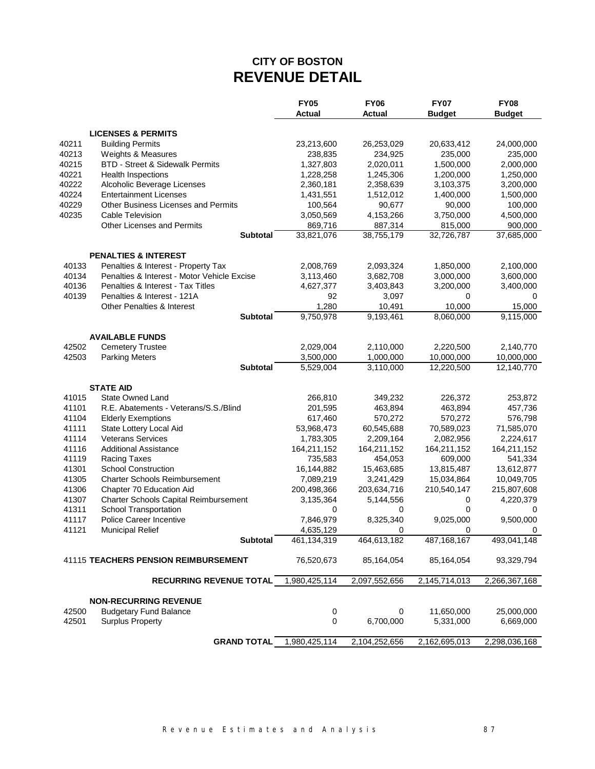## CITY OF BOSTON
# REVENUE DETAIL

| | | FY05 Actual | FY06 Actual | FY07 Budget | FY08 Budget |
|---|---|---|---|---|---|
| | **LICENSES & PERMITS** | | | | |
| 40211 | Building Permits | 23,213,600 | 26,253,029 | 20,633,412 | 24,000,000 |
| 40213 | Weights & Measures | 238,835 | 234,925 | 235,000 | 235,000 |
| 40215 | BTD - Street & Sidewalk Permits | 1,327,803 | 2,020,011 | 1,500,000 | 2,000,000 |
| 40221 | Health Inspections | 1,228,258 | 1,245,306 | 1,200,000 | 1,250,000 |
| 40222 | Alcoholic Beverage Licenses | 2,360,181 | 2,358,639 | 3,103,375 | 3,200,000 |
| 40224 | Entertainment Licenses | 1,431,551 | 1,512,012 | 1,400,000 | 1,500,000 |
| 40229 | Other Business Licenses and Permits | 100,564 | 90,677 | 90,000 | 100,000 |
| 40235 | Cable Television | 3,050,569 | 4,153,266 | 3,750,000 | 4,500,000 |
| | Other Licenses and Permits | 869,716 | 887,314 | 815,000 | 900,000 |
| | **Subtotal** | 33,821,076 | 38,755,179 | 32,726,787 | 37,685,000 |
| | **PENALTIES & INTEREST** | | | | |
| 40133 | Penalties & Interest - Property Tax | 2,008,769 | 2,093,324 | 1,850,000 | 2,100,000 |
| 40134 | Penalties & Interest - Motor Vehicle Excise | 3,113,460 | 3,682,708 | 3,000,000 | 3,600,000 |
| 40136 | Penalties & Interest - Tax Titles | 4,627,377 | 3,403,843 | 3,200,000 | 3,400,000 |
| 40139 | Penalties & Interest - 121A | 92 | 3,097 | 0 | 0 |
| | Other Penalties & Interest | 1,280 | 10,491 | 10,000 | 15,000 |
| | **Subtotal** | 9,750,978 | 9,193,461 | 8,060,000 | 9,115,000 |
| | **AVAILABLE FUNDS** | | | | |
| 42502 | Cemetery Trustee | 2,029,004 | 2,110,000 | 2,220,500 | 2,140,770 |
| 42503 | Parking Meters | 3,500,000 | 1,000,000 | 10,000,000 | 10,000,000 |
| | **Subtotal** | 5,529,004 | 3,110,000 | 12,220,500 | 12,140,770 |
| | **STATE AID** | | | | |
| 41015 | State Owned Land | 266,810 | 349,232 | 226,372 | 253,872 |
| 41101 | R.E. Abatements - Veterans/S.S./Blind | 201,595 | 463,894 | 463,894 | 457,736 |
| 41104 | Elderly Exemptions | 617,460 | 570,272 | 570,272 | 576,798 |
| 41111 | State Lottery Local Aid | 53,968,473 | 60,545,688 | 70,589,023 | 71,585,070 |
| 41114 | Veterans Services | 1,783,305 | 2,209,164 | 2,082,956 | 2,224,617 |
| 41116 | Additional Assistance | 164,211,152 | 164,211,152 | 164,211,152 | 164,211,152 |
| 41119 | Racing Taxes | 735,583 | 454,053 | 609,000 | 541,334 |
| 41301 | School Construction | 16,144,882 | 15,463,685 | 13,815,487 | 13,612,877 |
| 41305 | Charter Schools Reimbursement | 7,089,219 | 3,241,429 | 15,034,864 | 10,049,705 |
| 41306 | Chapter 70 Education Aid | 200,498,366 | 203,634,716 | 210,540,147 | 215,807,608 |
| 41307 | Charter Schools Capital Reimbursement | 3,135,364 | 5,144,556 | 0 | 4,220,379 |
| 41311 | School Transportation | 0 | 0 | 0 | 0 |
| 41117 | Police Career Incentive | 7,846,979 | 8,325,340 | 9,025,000 | 9,500,000 |
| 41121 | Municipal Relief | 4,635,129 | 0 | 0 | 0 |
| | **Subtotal** | 461,134,319 | 464,613,182 | 487,168,167 | 493,041,148 |
| 41115 | **TEACHERS PENSION REIMBURSEMENT** | 76,520,673 | 85,164,054 | 85,164,054 | 93,329,794 |
| | **RECURRING REVENUE TOTAL** | 1,980,425,114 | 2,097,552,656 | 2,145,714,013 | 2,266,367,168 |
| | **NON-RECURRING REVENUE** | | | | |
| 42500 | Budgetary Fund Balance | 0 | 0 | 11,650,000 | 25,000,000 |
| 42501 | Surplus Property | 0 | 6,700,000 | 5,331,000 | 6,669,000 |
| | **GRAND TOTAL** | 1,980,425,114 | 2,104,252,656 | 2,162,695,013 | 2,298,036,168 |